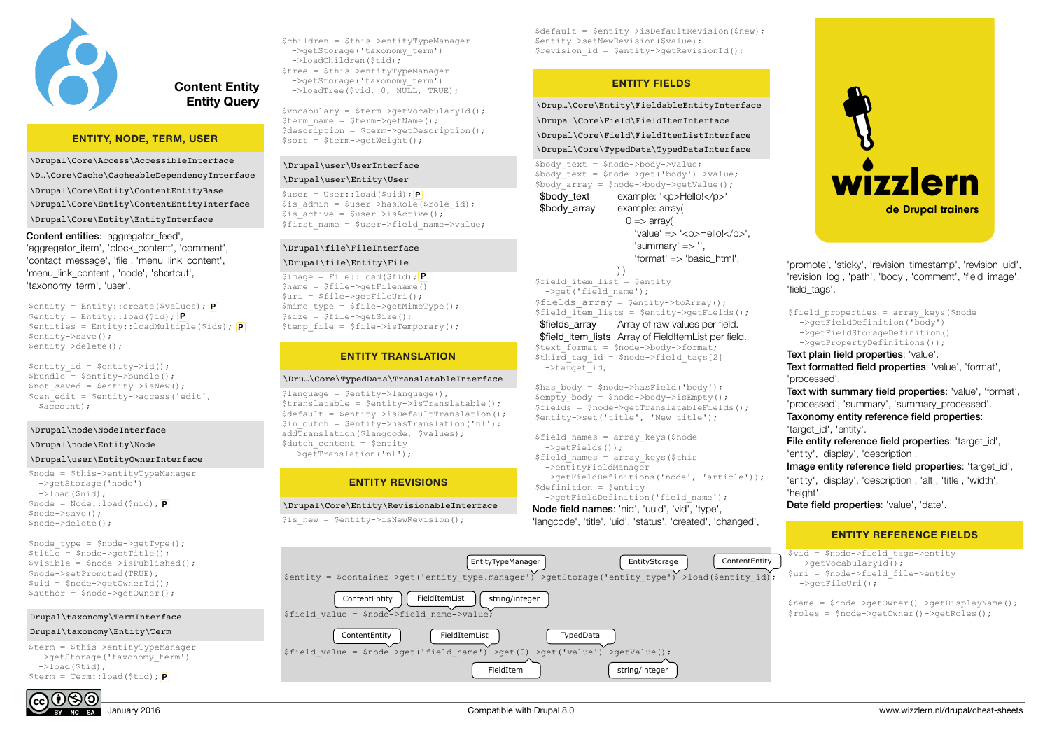# Content Entity
## Entity Query

## ENTITY, NODE, TERM, USER

```
\Drupal\Core\Access\AccessibleInterface
\D…\Core\Cache\CacheableDependencyInterface
\Drupal\Core\Entity\ContentEntityBase
\Drupal\Core\Entity\ContentEntityInterface
\Drupal\Core\Entity\EntityInterface
```

**Content entities**: 'aggregator_feed', 'aggregator_item', 'block_content', 'comment', 'contact_message', 'file', 'menu_link_content', 'menu_link_content', 'node', 'shortcut', 'taxonomy_term', 'user'.

```
$entity = Entity::create($values); P
$entity = Entity::load($id); P
$entities = Entity::loadMultiple($ids); P
$entity->save();
$entity->delete();

$entity_id = $entity->id();
$bundle = $entity->bundle();
$not_saved = $entity->isNew();
$can_edit = $entity->access('edit',
  $account);
```

```
\Drupal\node\NodeInterface
\Drupal\node\Entity\Node
\Drupal\user\EntityOwnerInterface
```

```
$node = $this->entityTypeManager
  ->getStorage('node')
  ->load($nid);
$node = Node::load($nid); P
$node->save();
$node->delete();

$node_type = $node->getType();
$title = $node->getTitle();
$visible = $node->isPublished();
$node->setPromoted(TRUE);
$uid = $node->getOwnerId();
$author = $node->getOwner();
```

```
Drupal\taxonomy\TermInterface
Drupal\taxonomy\Entity\Term
```

```
$term = $this->entityTypeManager
  ->getStorage('taxonomy_term')
  ->load($tid);
$term = Term::load($tid); P
```

```
$children = $this->entityTypeManager
  ->getStorage('taxonomy_term')
  ->loadChildren($tid);
$tree = $this->entityTypeManager
  ->getStorage('taxonomy_term')
  ->loadTree($vid, 0, NULL, TRUE);

$vocabulary = $term->getVocabularyId();
$term_name = $term->getName();
$description = $term->getDescription();
$sort = $term->getWeight();
```

```
\Drupal\user\UserInterface
\Drupal\user\Entity\User
```

```
$user = User::load($uid); P
$is_admin = $user->hasRole($role_id);
$is_active = $user->isActive();
$first_name = $user->field_name->value;
```

```
\Drupal\file\FileInterface
\Drupal\file\Entity\File
```

```
$image = File::load($fid); P
$name = $file->getFilename()
$uri = $file->getFileUri();
$mime_type = $file->getMimeType();
$size = $file->getSize();
$temp_file = $file->isTemporary();
```

## ENTITY TRANSLATION

```
\Dru…\Core\TypedData\TranslatableInterface
```

```
$language = $entity->language();
$translatable = $entity->isTranslatable();
$default = $entity->isDefaultTranslation();
$in_dutch = $entity->hasTranslation('nl');
addTranslation($langcode, $values);
$dutch_content = $entity
  ->getTranslation('nl');
```

## ENTITY REVISIONS

```
\Drupal\Core\Entity\RevisionableInterface
```

```
$is_new = $entity->isNewRevision();
$default = $entity->isDefaultRevision($new);
$entity->setNewRevision($value);
$revision_id = $entity->getRevisionId();
```

## ENTITY FIELDS

```
\Drup…\Core\Entity\FieldableEntityInterface
\Drupal\Core\Field\FieldItemInterface
\Drupal\Core\Field\FieldItemListInterface
\Drupal\Core\TypedData\TypedDataInterface
```

```
$body_text = $node->body->value;
$body_text = $node->get('body')->value;
$body_array = $node->body->getValue();
```

$body_text example: '<p>Hello!</p>'
$body_array example: array(
  0 => array(
    'value' => '<p>Hello!</p>',
    'summary' => '',
    'format' => 'basic_html',
  ))

```
$field_item_list = $entity
  ->get('field_name');
$fields_array = $entity->toArray();
$field_item_lists = $entity->getFields();
```

$fields_array Array of raw values per field.
$field_item_lists Array of FieldItemList per field.

```
$text_format = $node->body->format;
$third_tag_id = $node->field_tags[2]
  ->target_id;

$has_body = $node->hasField('body');
$empty_body = $node->body->isEmpty();
$fields = $node->getTranslatableFields();
$entity->set('title', 'New title');

$field_names = array_keys($node
  ->getFields());
$field_names = array_keys($this
  ->entityFieldManager
  ->getFieldDefinitions('node', 'article'));
$definition = $entity
  ->getFieldDefinition('field_name');
```

**Node field names**: 'nid', 'uuid', 'vid', 'type', 'langcode', 'title', 'uid', 'status', 'created', 'changed', 'promote', 'sticky', 'revision_timestamp', 'revision_uid', 'revision_log', 'path', 'body', 'comment', 'field_image', 'field_tags'.

```
$field_properties = array_keys($node
  ->getFieldDefinition('body')
  ->getFieldStorageDefinition()
  ->getPropertyDefinitions());
```

**Text plain field properties**: 'value'.
**Text formatted field properties**: 'value', 'format', 'processed'.
**Text with summary field properties**: 'value', 'format', 'processed', 'summary', 'summary_processed'.
**Taxonomy entity reference field properties**: 'target_id', 'entity'.
**File entity reference field properties**: 'target_id', 'entity', 'display', 'description'.
**Image entity reference field properties**: 'target_id', 'entity', 'display', 'description', 'alt', 'title', 'width', 'height'.
**Date field properties**: 'value', 'date'.

## ENTITY REFERENCE FIELDS

```
$vid = $node->field_tags->entity
  ->getVocabularyId();
$uri = $node->field_file->entity
  ->getFileUri();

$name = $node->getOwner()->getDisplayName();
$roles = $node->getOwner()->getRoles();
```

```
$entity = $container->get('entity_type.manager')->getStorage('entity_type')->load($entity_id);
```
(EntityTypeManager → EntityStorage → ContentEntity)

```
$field_value = $node->field_name->value;
```
(ContentEntity → FieldItemList → string/integer)

```
$field_value = $node->get('field_name')->get(0)->get('value')->getValue();
```
(ContentEntity → FieldItemList → FieldItem → TypedData → string/integer)

wizzlern
de Drupal trainers

January 2016 — Compatible with Drupal 8.0 — www.wizzlern.nl/drupal/cheat-sheets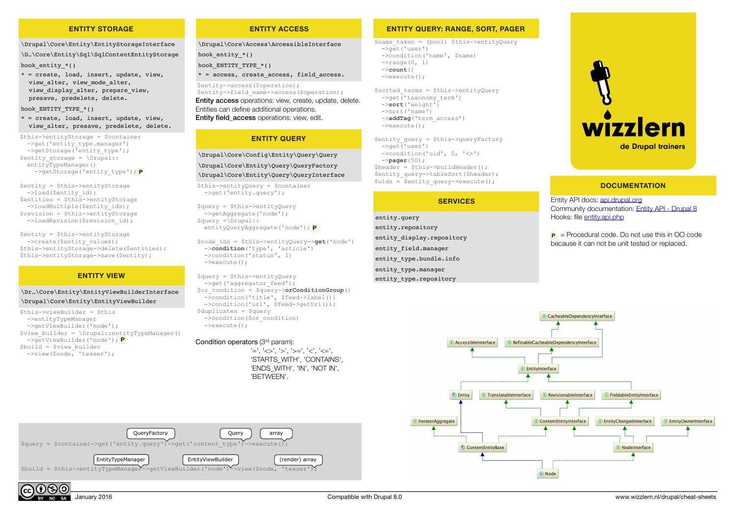## ENTITY STORAGE

`\Drupal\Core\Entity\EntityStorageInterface`

`\D…\Core\Entity\Sql\SqlContentEntityStorage`

`hook_entity_*()`

`* = create, load, insert, update, view, view_alter, view_mode_alter, view_display_alter, prepare_view, presave, predelete, delete.`

`hook_ENTITY_TYPE_*()`

`* = create, load, insert, update, view, view_alter, presave, predelete, delete.`

```
$this->entityStorage = $container
  ->get('entity_type.manager')
  ->getStorage('entity_type');
$entity_storage = \Drupal::
  entityTypeManager()
    ->getStorage('entity_type'); P

$entity = $this->entityStorage
  ->load($entity_id);
$entities = $this->entityStorage
  ->loadMultiple($entity_ids);
$revision = $this->entityStorage
  ->loadRevision($revision_id);

$entity = $this->entityStorage
  ->create($entity_values);
$this->entityStorage->delete($entities);
$this->entityStorage->save($entity);
```

## ENTITY VIEW

`\Dr…\Core\Entity\EntityViewBuilderInterface`

`\Drupal\Core\Entity\EntityViewBuilder`

```
$this->viewBuilder = $this
  ->entityTypeManager
  ->getViewBuilder('node');
$view_builder = \Drupal::entityTypeManager()
  ->getViewBuilder('node'); P
$build = $view_builder
  ->view($node, 'teaser');
```

## ENTITY ACCESS

`\Drupal\Core\Access\AccessibleInterface`

`hook_entity_*()`

`hook_ENTITY_TYPE_*()`

`* = access, create_access, field_access.`

```
$entity->access($operation);
$entity->field_name->access($operation);
```

**Entity access** operations: view, create, update, delete.
Entities can define additional operations.
**Entity field_access** operations: view, edit.

## ENTITY QUERY

`\Drupal\Core\Config\Entity\Query\Query`

`\Drupal\Core\Entity\Query\QueryFactory`

`\Drupal\Core\Entity\Query\QueryInterface`

```
$this->entityQuery = $container
  ->get('entity.query');

$query = $this->entityQuery
  ->getAggregate('node');
$query =\Drupal::
  entityQueryAggregate('node'); P

$node_ids = $this->entityQuery->get('node')
  ->condition('type', 'article')
  ->condition('status', 1)
  ->execute();

$query = $this->entityQuery
  ->get('aggregator_feed');
$or_condition = $query->orConditionGroup()
  ->condition('title', $feed->label())
  ->condition('url', $feed->getUrl());
$duplicates = $query
  ->condition($or_condition)
  ->execute();
```

Condition operators (3rd param):
'=', '<>', '>', '>=', '<', '<=', 'STARTS_WITH', 'CONTAINS', 'ENDS_WITH', 'IN', 'NOT IN', 'BETWEEN'.

## ENTITY QUERY: RANGE, SORT, PAGER

```
$name_taken = (bool) $this->entityQuery
  ->get('user')
  ->condition('name', $name)
  ->range(0, 1)
  ->count()
  ->execute();

$sorted_terms = $this->entityQuery
  ->get('taxonomy_term')
  ->sort('weight')
  ->sort('name')
  ->addTag('term_access')
  ->execute();

$entity_query = $this->queryFactory
  ->get('user')
  ->condition('uid', 0, '<>')
  ->pager(50);
$header = $this->buildHeader();
$entity_query->tableSort($header);
$uids = $entity_query->execute();
```

## SERVICES

`entity.query`
`entity.repository`
`entity_display.repository`
`entity_field.manager`
`entity_type.bundle.info`
`entity_type.manager`
`entity_type.repository`

wizzlern
de Drupal trainers

## DOCUMENTATION

Entity API docs: api.drupal.org
Community documentation: Entity API - Drupal 8
Hooks: file entity.api.php

P = Procedural code. Do not use this in OO code because it can not be unit tested or replaced.

```
$query = $container->get('entity.query')->get('content_type')->execute();
```
QueryFactory, Query, array

```
$build = $this->entityTypeManager->getViewBuilder('node')->view($node, 'teaser');
```
EntityTypeManager, EntityViewBuilder, (render) array

CacheableDependencyInterface
AccessibleInterface
RefinableCacheableDependencyInterface
EntityInterface
Entity
TranslatableInterface
RevisionableInterface
FieldableEntityInterface
IteratorAggregate
ContentEntityInterface
EntityChangedInterface
EntityOwnerInterface
ContentEntityBase
NodeInterface
Node

January 2016

Compatible with Drupal 8.0

www.wizzlern.nl/drupal/cheat-sheets